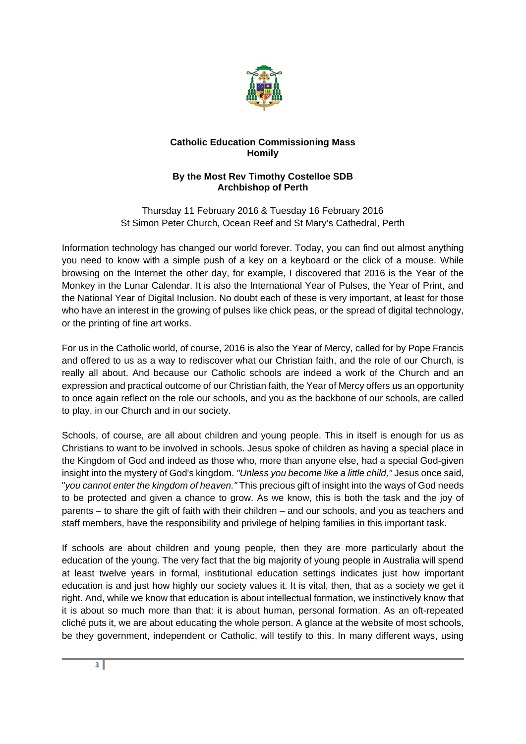**Catholic Education Commissioning Mass**
**Homily**

**By the Most Rev Timothy Costelloe SDB**
**Archbishop of Perth**

Thursday 11 February 2016 & Tuesday 16 February 2016
St Simon Peter Church, Ocean Reef and St Mary's Cathedral, Perth

Information technology has changed our world forever. Today, you can find out almost anything you need to know with a simple push of a key on a keyboard or the click of a mouse. While browsing on the Internet the other day, for example, I discovered that 2016 is the Year of the Monkey in the Lunar Calendar. It is also the International Year of Pulses, the Year of Print, and the National Year of Digital Inclusion. No doubt each of these is very important, at least for those who have an interest in the growing of pulses like chick peas, or the spread of digital technology, or the printing of fine art works.

For us in the Catholic world, of course, 2016 is also the Year of Mercy, called for by Pope Francis and offered to us as a way to rediscover what our Christian faith, and the role of our Church, is really all about. And because our Catholic schools are indeed a work of the Church and an expression and practical outcome of our Christian faith, the Year of Mercy offers us an opportunity to once again reflect on the role our schools, and you as the backbone of our schools, are called to play, in our Church and in our society.

Schools, of course, are all about children and young people. This in itself is enough for us as Christians to want to be involved in schools. Jesus spoke of children as having a special place in the Kingdom of God and indeed as those who, more than anyone else, had a special God-given insight into the mystery of God's kingdom. *"Unless you become like a little child,"* Jesus once said, "*you cannot enter the kingdom of heaven."* This precious gift of insight into the ways of God needs to be protected and given a chance to grow. As we know, this is both the task and the joy of parents – to share the gift of faith with their children – and our schools, and you as teachers and staff members, have the responsibility and privilege of helping families in this important task.

If schools are about children and young people, then they are more particularly about the education of the young. The very fact that the big majority of young people in Australia will spend at least twelve years in formal, institutional education settings indicates just how important education is and just how highly our society values it. It is vital, then, that as a society we get it right. And, while we know that education is about intellectual formation, we instinctively know that it is about so much more than that: it is about human, personal formation. As an oft-repeated cliché puts it, we are about educating the whole person. A glance at the website of most schools, be they government, independent or Catholic, will testify to this. In many different ways, using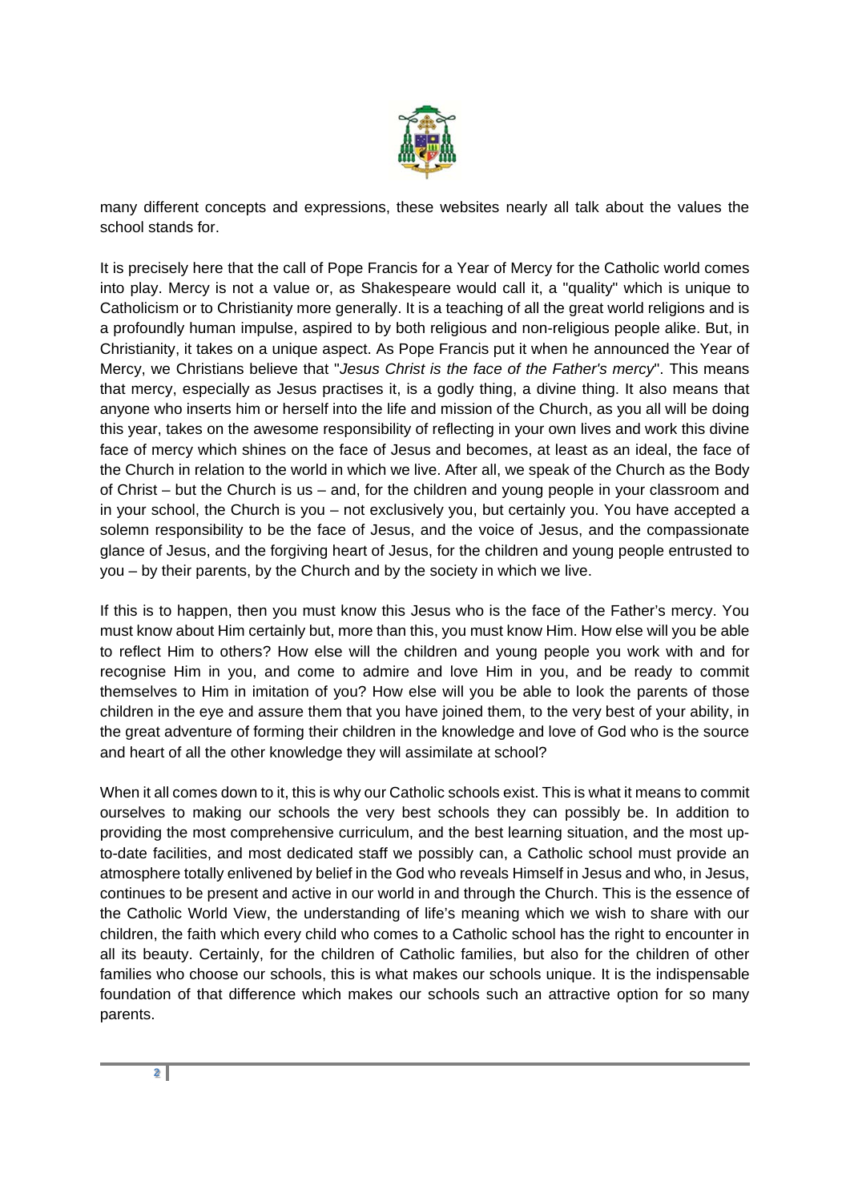many different concepts and expressions, these websites nearly all talk about the values the school stands for.

It is precisely here that the call of Pope Francis for a Year of Mercy for the Catholic world comes into play. Mercy is not a value or, as Shakespeare would call it, a "quality" which is unique to Catholicism or to Christianity more generally. It is a teaching of all the great world religions and is a profoundly human impulse, aspired to by both religious and non-religious people alike. But, in Christianity, it takes on a unique aspect. As Pope Francis put it when he announced the Year of Mercy, we Christians believe that "*Jesus Christ is the face of the Father's mercy*". This means that mercy, especially as Jesus practises it, is a godly thing, a divine thing. It also means that anyone who inserts him or herself into the life and mission of the Church, as you all will be doing this year, takes on the awesome responsibility of reflecting in your own lives and work this divine face of mercy which shines on the face of Jesus and becomes, at least as an ideal, the face of the Church in relation to the world in which we live. After all, we speak of the Church as the Body of Christ – but the Church is us – and, for the children and young people in your classroom and in your school, the Church is you – not exclusively you, but certainly you. You have accepted a solemn responsibility to be the face of Jesus, and the voice of Jesus, and the compassionate glance of Jesus, and the forgiving heart of Jesus, for the children and young people entrusted to you – by their parents, by the Church and by the society in which we live.

If this is to happen, then you must know this Jesus who is the face of the Father's mercy. You must know about Him certainly but, more than this, you must know Him. How else will you be able to reflect Him to others? How else will the children and young people you work with and for recognise Him in you, and come to admire and love Him in you, and be ready to commit themselves to Him in imitation of you? How else will you be able to look the parents of those children in the eye and assure them that you have joined them, to the very best of your ability, in the great adventure of forming their children in the knowledge and love of God who is the source and heart of all the other knowledge they will assimilate at school?

When it all comes down to it, this is why our Catholic schools exist. This is what it means to commit ourselves to making our schools the very best schools they can possibly be. In addition to providing the most comprehensive curriculum, and the best learning situation, and the most up-to-date facilities, and most dedicated staff we possibly can, a Catholic school must provide an atmosphere totally enlivened by belief in the God who reveals Himself in Jesus and who, in Jesus, continues to be present and active in our world in and through the Church. This is the essence of the Catholic World View, the understanding of life's meaning which we wish to share with our children, the faith which every child who comes to a Catholic school has the right to encounter in all its beauty. Certainly, for the children of Catholic families, but also for the children of other families who choose our schools, this is what makes our schools unique. It is the indispensable foundation of that difference which makes our schools such an attractive option for so many parents.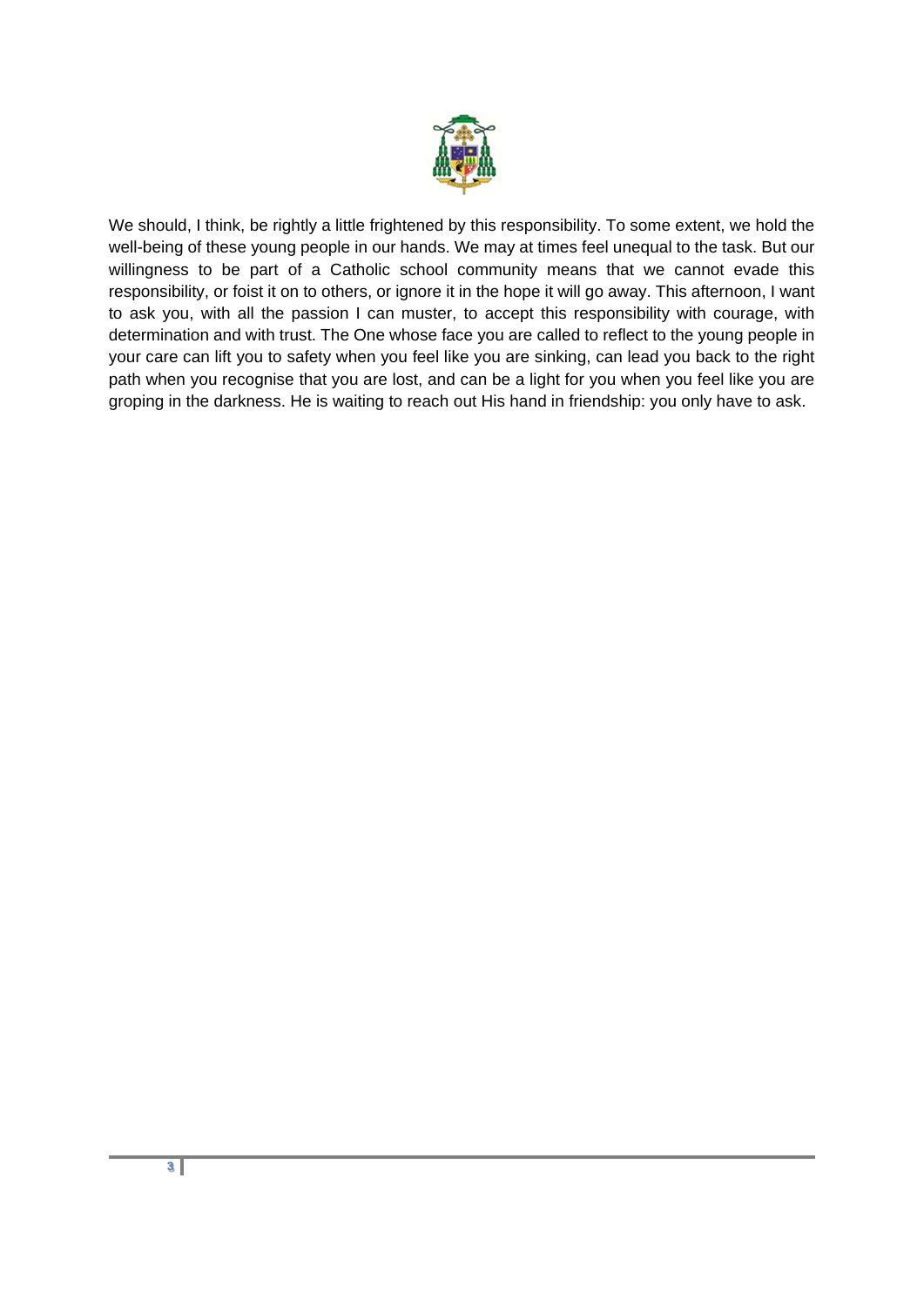We should, I think, be rightly a little frightened by this responsibility. To some extent, we hold the well-being of these young people in our hands. We may at times feel unequal to the task. But our willingness to be part of a Catholic school community means that we cannot evade this responsibility, or foist it on to others, or ignore it in the hope it will go away. This afternoon, I want to ask you, with all the passion I can muster, to accept this responsibility with courage, with determination and with trust. The One whose face you are called to reflect to the young people in your care can lift you to safety when you feel like you are sinking, can lead you back to the right path when you recognise that you are lost, and can be a light for you when you feel like you are groping in the darkness. He is waiting to reach out His hand in friendship: you only have to ask.